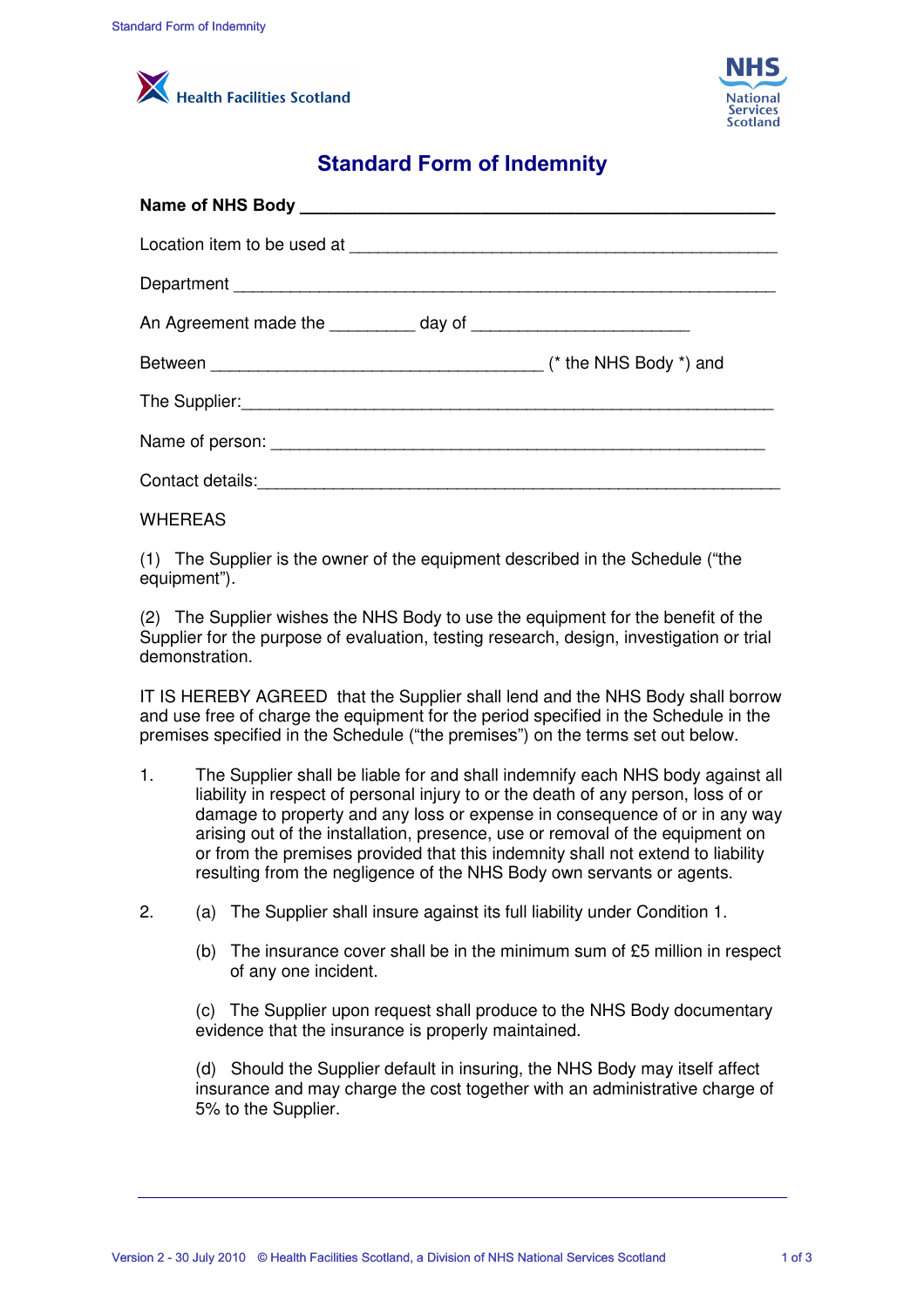Health Facilities Scotland

NHS National Services Scotland

# Standard Form of Indemnity

**Name of NHS Body \_\_\_\_\_\_\_\_\_\_\_\_\_\_\_\_\_\_\_\_\_\_\_\_\_\_\_\_\_\_\_\_\_\_\_\_\_\_\_\_\_\_\_\_\_\_\_\_**

Location item to be used at \_\_\_\_\_\_\_\_\_\_\_\_\_\_\_\_\_\_\_\_\_\_\_\_\_\_\_\_\_\_\_\_\_\_\_\_\_\_\_\_\_\_\_\_

Department \_\_\_\_\_\_\_\_\_\_\_\_\_\_\_\_\_\_\_\_\_\_\_\_\_\_\_\_\_\_\_\_\_\_\_\_\_\_\_\_\_\_\_\_\_\_\_\_\_\_\_\_\_\_\_

An Agreement made the \_\_\_\_\_\_\_\_\_ day of \_\_\_\_\_\_\_\_\_\_\_\_\_\_\_\_\_\_\_\_\_\_\_

Between \_\_\_\_\_\_\_\_\_\_\_\_\_\_\_\_\_\_\_\_\_\_\_\_\_\_\_\_\_\_\_\_\_\_\_\_ (* the NHS Body *) and

The Supplier:\_\_\_\_\_\_\_\_\_\_\_\_\_\_\_\_\_\_\_\_\_\_\_\_\_\_\_\_\_\_\_\_\_\_\_\_\_\_\_\_\_\_\_\_\_\_\_\_\_\_\_\_\_\_

Name of person: \_\_\_\_\_\_\_\_\_\_\_\_\_\_\_\_\_\_\_\_\_\_\_\_\_\_\_\_\_\_\_\_\_\_\_\_\_\_\_\_\_\_\_\_\_\_\_\_\_\_\_

Contact details:\_\_\_\_\_\_\_\_\_\_\_\_\_\_\_\_\_\_\_\_\_\_\_\_\_\_\_\_\_\_\_\_\_\_\_\_\_\_\_\_\_\_\_\_\_\_\_\_\_\_\_\_\_

WHEREAS

(1) The Supplier is the owner of the equipment described in the Schedule ("the equipment").

(2) The Supplier wishes the NHS Body to use the equipment for the benefit of the Supplier for the purpose of evaluation, testing research, design, investigation or trial demonstration.

IT IS HEREBY AGREED that the Supplier shall lend and the NHS Body shall borrow and use free of charge the equipment for the period specified in the Schedule in the premises specified in the Schedule ("the premises") on the terms set out below.

1. The Supplier shall be liable for and shall indemnify each NHS body against all liability in respect of personal injury to or the death of any person, loss of or damage to property and any loss or expense in consequence of or in any way arising out of the installation, presence, use or removal of the equipment on or from the premises provided that this indemnity shall not extend to liability resulting from the negligence of the NHS Body own servants or agents.

2. (a) The Supplier shall insure against its full liability under Condition 1.

   (b) The insurance cover shall be in the minimum sum of £5 million in respect of any one incident.

   (c) The Supplier upon request shall produce to the NHS Body documentary evidence that the insurance is properly maintained.

   (d) Should the Supplier default in insuring, the NHS Body may itself affect insurance and may charge the cost together with an administrative charge of 5% to the Supplier.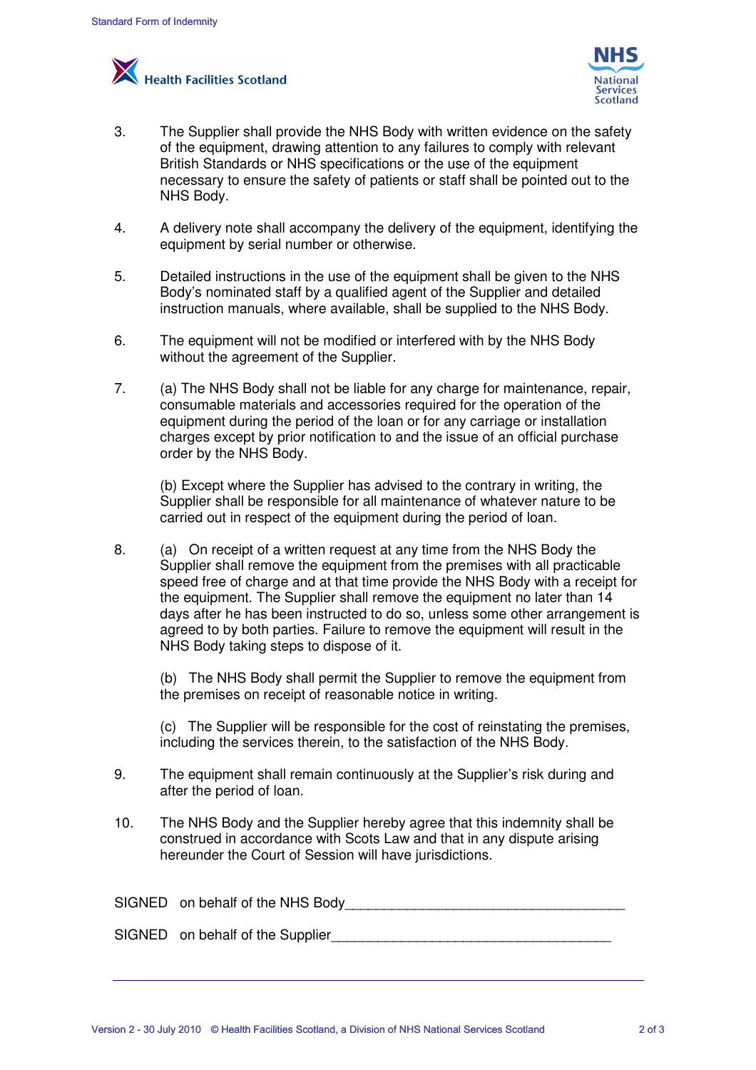3. The Supplier shall provide the NHS Body with written evidence on the safety of the equipment, drawing attention to any failures to comply with relevant British Standards or NHS specifications or the use of the equipment necessary to ensure the safety of patients or staff shall be pointed out to the NHS Body.

4. A delivery note shall accompany the delivery of the equipment, identifying the equipment by serial number or otherwise.

5. Detailed instructions in the use of the equipment shall be given to the NHS Body's nominated staff by a qualified agent of the Supplier and detailed instruction manuals, where available, shall be supplied to the NHS Body.

6. The equipment will not be modified or interfered with by the NHS Body without the agreement of the Supplier.

7. (a) The NHS Body shall not be liable for any charge for maintenance, repair, consumable materials and accessories required for the operation of the equipment during the period of the loan or for any carriage or installation charges except by prior notification to and the issue of an official purchase order by the NHS Body.

   (b) Except where the Supplier has advised to the contrary in writing, the Supplier shall be responsible for all maintenance of whatever nature to be carried out in respect of the equipment during the period of loan.

8. (a) On receipt of a written request at any time from the NHS Body the Supplier shall remove the equipment from the premises with all practicable speed free of charge and at that time provide the NHS Body with a receipt for the equipment. The Supplier shall remove the equipment no later than 14 days after he has been instructed to do so, unless some other arrangement is agreed to by both parties. Failure to remove the equipment will result in the NHS Body taking steps to dispose of it.

   (b) The NHS Body shall permit the Supplier to remove the equipment from the premises on receipt of reasonable notice in writing.

   (c) The Supplier will be responsible for the cost of reinstating the premises, including the services therein, to the satisfaction of the NHS Body.

9. The equipment shall remain continuously at the Supplier's risk during and after the period of loan.

10. The NHS Body and the Supplier hereby agree that this indemnity shall be construed in accordance with Scots Law and that in any dispute arising hereunder the Court of Session will have jurisdictions.

SIGNED on behalf of the NHS Body_____________________________________

SIGNED on behalf of the Supplier_____________________________________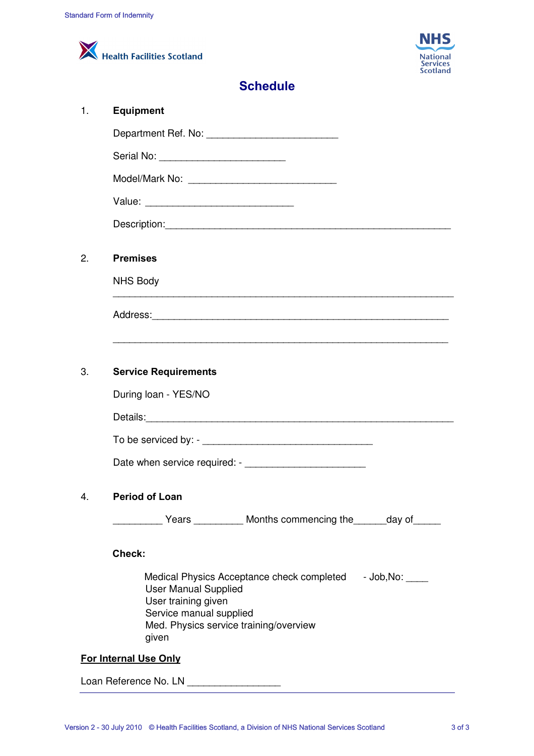Health Facilities Scotland

NHS National Services Scotland

# Schedule

1. **Equipment**

   Department Ref. No: _______________________

   Serial No: ______________________

   Model/Mark No: __________________________

   Value: __________________________

   Description:__________________________________________________

2. **Premises**

   NHS Body

   ____________________________________________________________

   Address:_____________________________________________________

   ____________________________________________________________

3. **Service Requirements**

   During loan - YES/NO

   Details:______________________________________________________

   To be serviced by: - ______________________________

   Date when service required: - _____________________

4. **Period of Loan**

   _________ Years _________ Months commencing the______day of_____

   **Check:**

   Medical Physics Acceptance check completed - Job,No: ____
   User Manual Supplied
   User training given
   Service manual supplied
   Med. Physics service training/overview given

**For Internal Use Only**

Loan Reference No. LN ________________